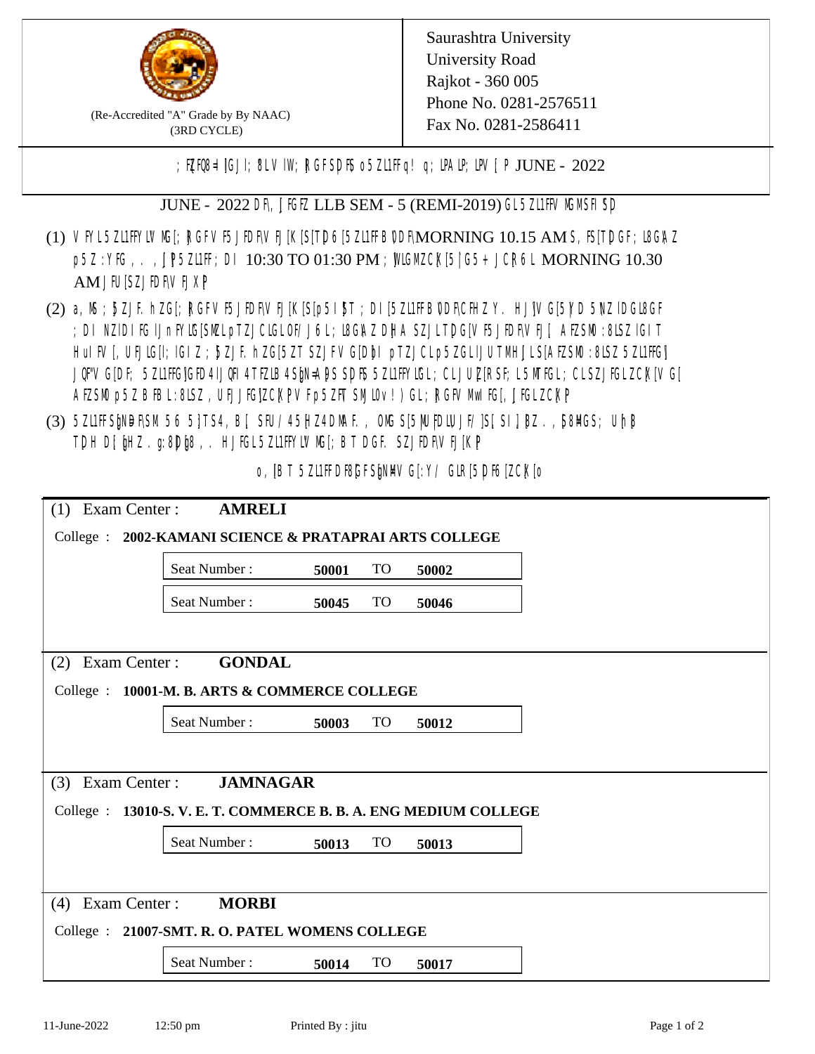(Re-Accredited "A" Grade by By NAAC)
(3RD CYCLE)

Saurashtra University
University Road
Rajkot - 360 005
Phone No. 0281-2576511
Fax No. 0281-2586411

; FZFQ8=lGJI; 8LV IW; ZGFSDF o5ZL1FF q! q; LPALP; LPV [ P JUNE - 2022

JUNE - 2022 DF\ ,JFGFZ LLB SEM - 5 (REMI-2019) GL 5ZL1FFV MGMSFI SD

(1) VFYL 5ZL1FFYLV MG[; ZGFV F5 JFDF\V FJ[K[S[ TD 6[5ZL1FF B\DF\ MORNING 10.15 AM S, F5[TD GF; L8G\ AZ p5Z :YFG , . , JP 5ZL1FF ; DI 10:30 TO 01:30 PM ; JLGMZCK[5 | G5 + JCR 6L MORNING 10.30 AM JFU[SZ JFDF\V FJ XP

(2) a, M; JZ JF. h ZG[; ZGFV F5 JFDF\V FJ[K[S[ p5 I JT ; DI [5ZL1FF B\DF\ CFH Z Y. HJ\ V G[5 YD 5 \NZ IDGL8GF ; DI NZIDI FG IJn FYLG[SMZL pTZJ CLGLOF/ J6 L; L8G\A Z DH A SZJ LTD G[V F5 JFDF\V FJ[ A FZSMO :8LSZ lGIT HuI FV [, UFJLG[ l; lGIZ ; JZ JF. h ZG[5 ZT SZJ FV G[D }bI pTZJ CLp5 ZGL IJ UTMH JLS[A FZSMO :8LSZ 5ZL1FFG] JQF"V G[DF; 5ZL1FFG]GFD 4 IJQFI 4 TFZLB 4 S}N=A }S SD F5 5ZL1FFYLGL; CL JU Z[ SF; L5 MTFGL ; CL SZJ FGL ZCK[V G[ A FZSMO p5ZB FB L :8LSZ , UFJ JFG]ZCK[ V Fp5 ZFT SMl Ov ! ) GL ; ZGFV MwI FG[, JFGL ZCK[ P

(3) 5ZL1FF S}NDF\SM 5 6 5 ]TS4 , B[ SFU / 45 H Z4 DMAF. , OMG S[5 ]NU FDLU JF/ ]S[ SI ] B Z . , 8 HGS; Uh B TD H D[ }bHZ . g:8 D }8 , . HJFGL 5ZL1FFYLV MG[; B T DGF. SZJ FDF\V FJ[K[P

o , [B T 5ZL1FF DF8[ GFS}N HV G[:Y/ GLR[5 DF6[ZCK[o

| (1) Exam Center : | **AMRELI** | | |
|---|---|---|---|
| College : **2002-KAMANI SCIENCE & PRATAPRAI ARTS COLLEGE** | | | |
| Seat Number : | **50001** | TO | **50002** |
| Seat Number : | **50045** | TO | **50046** |

| (2) Exam Center : | **GONDAL** | | |
|---|---|---|---|
| College : **10001-M. B. ARTS & COMMERCE COLLEGE** | | | |
| Seat Number : | **50003** | TO | **50012** |

| (3) Exam Center : | **JAMNAGAR** | | |
|---|---|---|---|
| College : **13010-S. V. E. T. COMMERCE B. B. A. ENG MEDIUM COLLEGE** | | | |
| Seat Number : | **50013** | TO | **50013** |

| (4) Exam Center : | **MORBI** | | |
|---|---|---|---|
| College : **21007-SMT. R. O. PATEL WOMENS COLLEGE** | | | |
| Seat Number : | **50014** | TO | **50017** |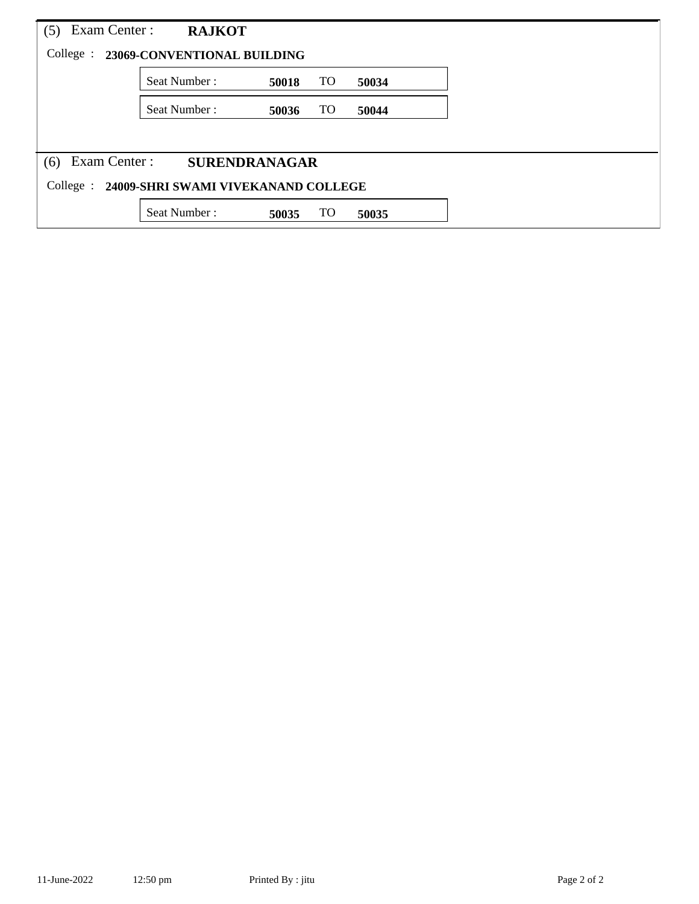(5) Exam Center : **RAJKOT**

College : **23069-CONVENTIONAL BUILDING**

| Seat Number : | **50018** | TO | **50034** |
|---|---|---|---|
| Seat Number : | **50036** | TO | **50044** |

(6) Exam Center : **SURENDRANAGAR**

College : **24009-SHRI SWAMI VIVEKANAND COLLEGE**

| Seat Number : | **50035** | TO | **50035** |
|---|---|---|---|

11-June-2022 12:50 pm Printed By : jitu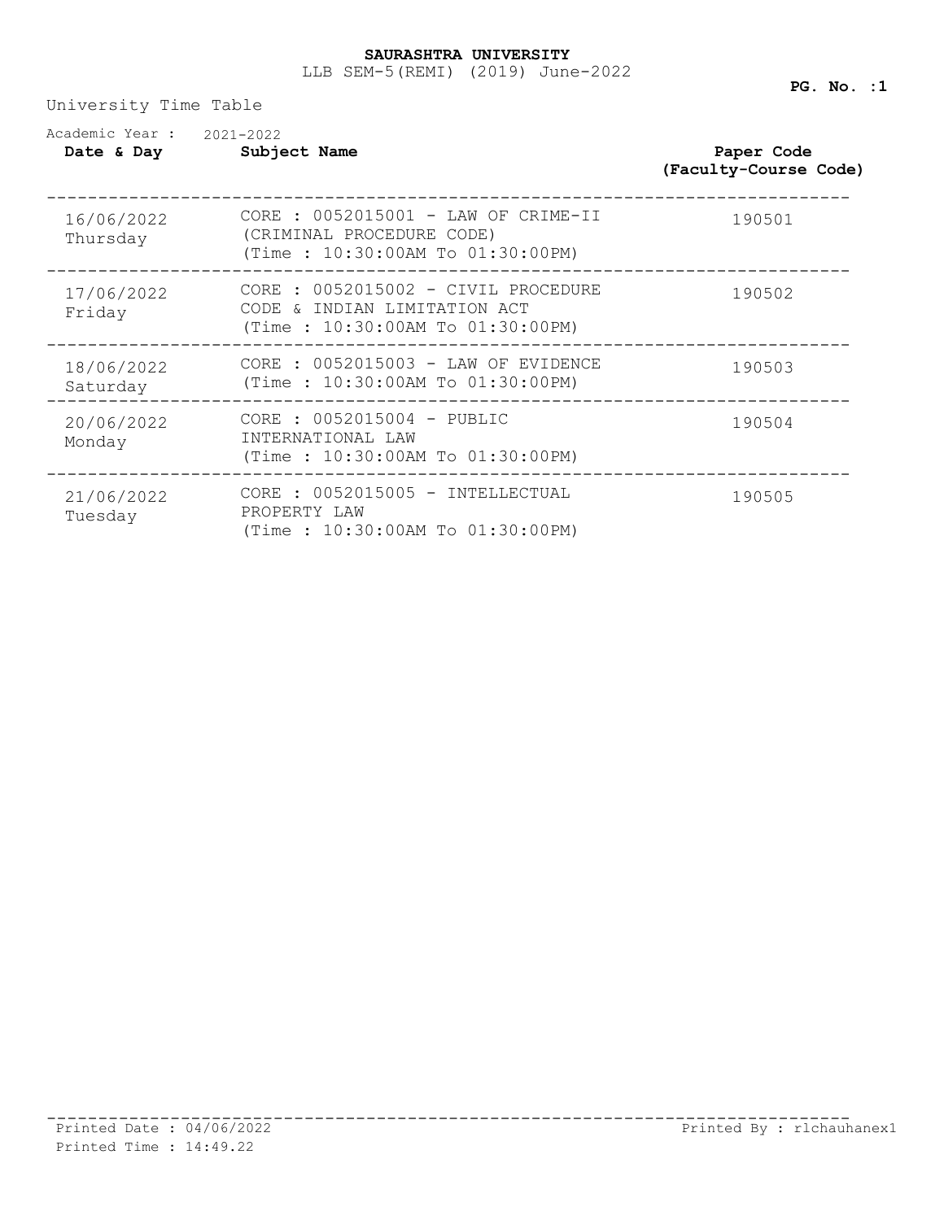**SAURASHTRA UNIVERSITY**

LLB SEM-5(REMI) (2019) June-2022

University Time Table

Academic Year : 2021-2022

| Date & Day | Subject Name | Paper Code (Faculty-Course Code) |
|---|---|---|
| 16/06/2022 Thursday | CORE : 0052015001 - LAW OF CRIME-II (CRIMINAL PROCEDURE CODE) (Time : 10:30:00AM To 01:30:00PM) | 190501 |
| 17/06/2022 Friday | CORE : 0052015002 - CIVIL PROCEDURE CODE & INDIAN LIMITATION ACT (Time : 10:30:00AM To 01:30:00PM) | 190502 |
| 18/06/2022 Saturday | CORE : 0052015003 - LAW OF EVIDENCE (Time : 10:30:00AM To 01:30:00PM) | 190503 |
| 20/06/2022 Monday | CORE : 0052015004 - PUBLIC INTERNATIONAL LAW (Time : 10:30:00AM To 01:30:00PM) | 190504 |
| 21/06/2022 Tuesday | CORE : 0052015005 - INTELLECTUAL PROPERTY LAW (Time : 10:30:00AM To 01:30:00PM) | 190505 |

Printed Date : 04/06/2022
Printed Time : 14:49.22

Printed By : rlchauhanex1